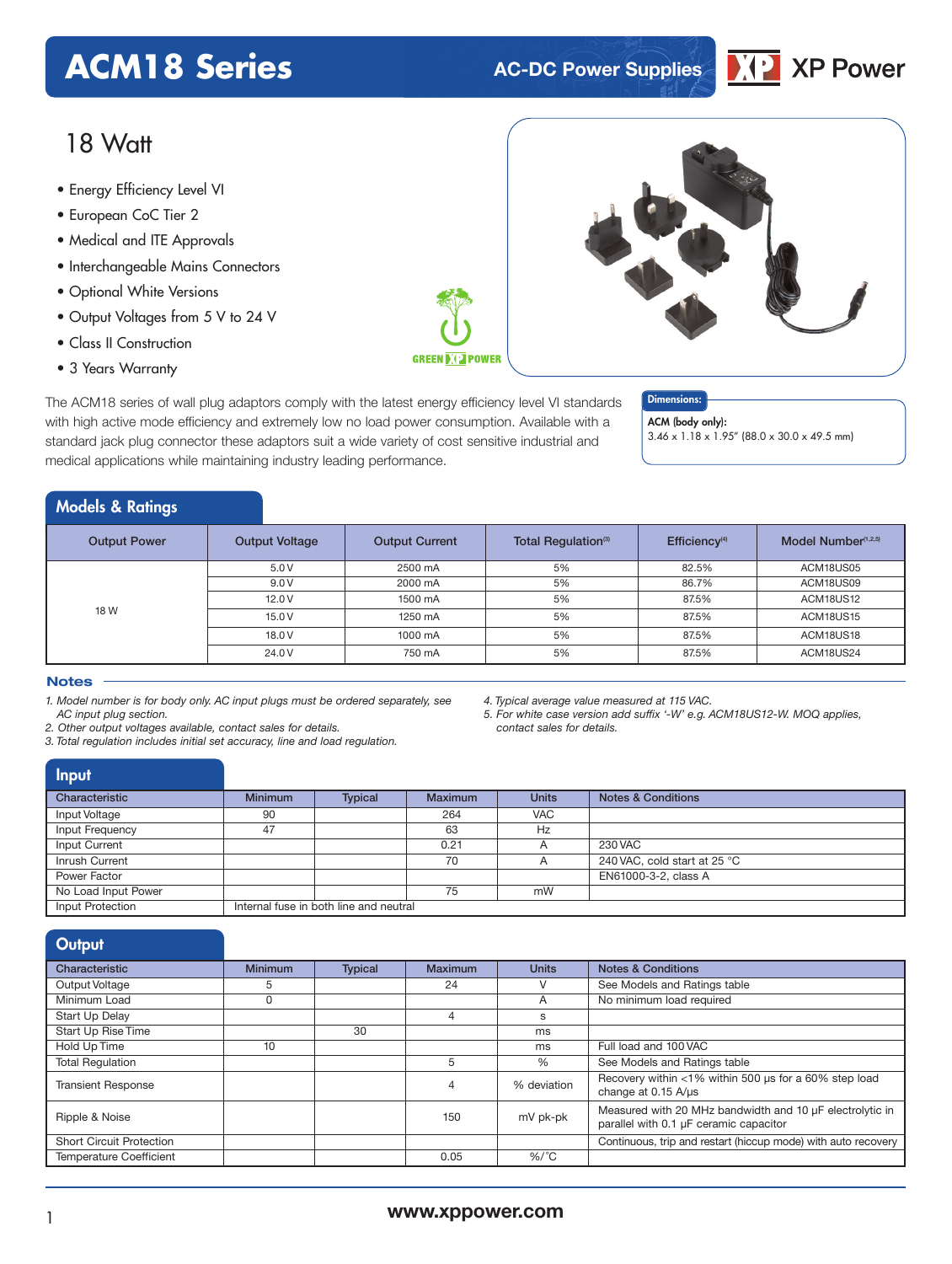# ACM18 Series

AC-DC Power Supplies

XP Power

## 18 Watt

- Energy Efficiency Level VI
- European CoC Tier 2
- Medical and ITE Approvals
- Interchangeable Mains Connectors
- Optional White Versions
- Output Voltages from 5 V to 24 V
- Class II Construction
- 3 Years Warranty

GREEN XP POWER

The ACM18 series of wall plug adaptors comply with the latest energy efficiency level VI standards with high active mode efficiency and extremely low no load power consumption. Available with a standard jack plug connector these adaptors suit a wide variety of cost sensitive industrial and medical applications while maintaining industry leading performance.

**Dimensions:**

**ACM (body only):**
3.46 x 1.18 x 1.95" (88.0 x 30.0 x 49.5 mm)

## Models & Ratings

| Output Power | Output Voltage | Output Current | Total Regulation[3] | Efficiency[4] | Model Number[1,2,5] |
|---|---|---|---|---|---|
| 18 W | 5.0 V | 2500 mA | 5% | 82.5% | ACM18US05 |
| | 9.0 V | 2000 mA | 5% | 86.7% | ACM18US09 |
| | 12.0 V | 1500 mA | 5% | 87.5% | ACM18US12 |
| | 15.0 V | 1250 mA | 5% | 87.5% | ACM18US15 |
| | 18.0 V | 1000 mA | 5% | 87.5% | ACM18US18 |
| | 24.0 V | 750 mA | 5% | 87.5% | ACM18US24 |

### Notes

*1. Model number is for body only. AC input plugs must be ordered separately, see AC input plug section.*
*2. Other output voltages available, contact sales for details.*
*3. Total regulation includes initial set accuracy, line and load regulation.*
*4. Typical average value measured at 115 VAC.*
*5. For white case version add suffix '-W' e.g. ACM18US12-W. MOQ applies, contact sales for details.*

## Input

| Characteristic | Minimum | Typical | Maximum | Units | Notes & Conditions |
|---|---|---|---|---|---|
| Input Voltage | 90 | | 264 | VAC | |
| Input Frequency | 47 | | 63 | Hz | |
| Input Current | | | 0.21 | A | 230 VAC |
| Inrush Current | | | 70 | A | 240 VAC, cold start at 25 °C |
| Power Factor | | | | | EN61000-3-2, class A |
| No Load Input Power | | | 75 | mW | |
| Input Protection | Internal fuse in both line and neutral | | | | |

## Output

| Characteristic | Minimum | Typical | Maximum | Units | Notes & Conditions |
|---|---|---|---|---|---|
| Output Voltage | 5 | | 24 | V | See Models and Ratings table |
| Minimum Load | 0 | | | A | No minimum load required |
| Start Up Delay | | | 4 | s | |
| Start Up Rise Time | | 30 | | ms | |
| Hold Up Time | 10 | | | ms | Full load and 100 VAC |
| Total Regulation | | | 5 | % | See Models and Ratings table |
| Transient Response | | | 4 | % deviation | Recovery within <1% within 500 µs for a 60% step load change at 0.15 A/µs |
| Ripple & Noise | | | 150 | mV pk-pk | Measured with 20 MHz bandwidth and 10 µF electrolytic in parallel with 0.1 µF ceramic capacitor |
| Short Circuit Protection | | | | | Continuous, trip and restart (hiccup mode) with auto recovery |
| Temperature Coefficient | | | 0.05 | %/°C | |

www.xppower.com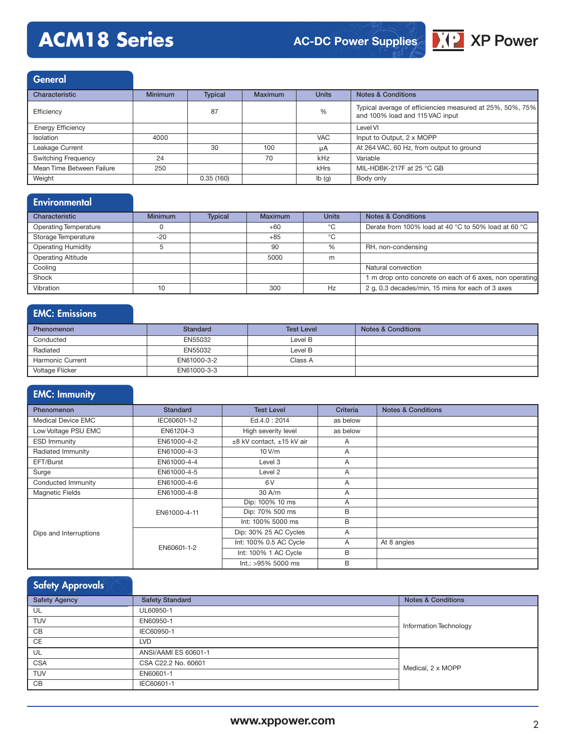## General

| Characteristic | Minimum | Typical | Maximum | Units | Notes & Conditions |
|---|---|---|---|---|---|
| Efficiency | | 87 | | % | Typical average of efficiencies measured at 25%, 50%, 75% and 100% load and 115 VAC input |
| Energy Efficiency | | | | | Level VI |
| Isolation | 4000 | | | VAC | Input to Output, 2 x MOPP |
| Leakage Current | | 30 | 100 | µA | At 264 VAC, 60 Hz, from output to ground |
| Switching Frequency | 24 | | 70 | kHz | Variable |
| Mean Time Between Failure | 250 | | | kHrs | MIL-HDBK-217F at 25 °C GB |
| Weight | | 0.35 (160) | | lb (g) | Body only |

## Environmental

| Characteristic | Minimum | Typical | Maximum | Units | Notes & Conditions |
|---|---|---|---|---|---|
| Operating Temperature | 0 | | +60 | °C | Derate from 100% load at 40 °C to 50% load at 60 °C |
| Storage Temperature | -20 | | +85 | °C | |
| Operating Humidity | 5 | | 90 | % | RH, non-condensing |
| Operating Altitude | | | 5000 | m | |
| Cooling | | | | | Natural convection |
| Shock | | | | | 1 m drop onto concrete on each of 6 axes, non operating |
| Vibration | 10 | | 300 | Hz | 2 g, 0.3 decades/min, 15 mins for each of 3 axes |

## EMC: Emissions

| Phenomenon | Standard | Test Level | Notes & Conditions |
|---|---|---|---|
| Conducted | EN55032 | Level B | |
| Radiated | EN55032 | Level B | |
| Harmonic Current | EN61000-3-2 | Class A | |
| Voltage Flicker | EN61000-3-3 | | |

## EMC: Immunity

| Phenomenon | Standard | Test Level | Criteria | Notes & Conditions |
|---|---|---|---|---|
| Medical Device EMC | IEC60601-1-2 | Ed.4.0 : 2014 | as below | |
| Low Voltage PSU EMC | EN61204-3 | High severity level | as below | |
| ESD Immunity | EN61000-4-2 | ±8 kV contact, ±15 kV air | A | |
| Radiated Immunity | EN61000-4-3 | 10 V/m | A | |
| EFT/Burst | EN61000-4-4 | Level 3 | A | |
| Surge | EN61000-4-5 | Level 2 | A | |
| Conducted Immunity | EN61000-4-6 | 6 V | A | |
| Magnetic Fields | EN61000-4-8 | 30 A/m | A | |
| Dips and Interruptions | EN61000-4-11 | Dip: 100% 10 ms | A | |
| | | Dip: 70% 500 ms | B | |
| | | Int: 100% 5000 ms | B | |
| | EN60601-1-2 | Dip: 30% 25 AC Cycles | A | |
| | | Int: 100% 0.5 AC Cycle | A | At 8 angles |
| | | Int: 100% 1 AC Cycle | B | |
| | | Int.: >95% 5000 ms | B | |

## Safety Approvals

| Safety Agency | Safety Standard | Notes & Conditions |
|---|---|---|
| UL | UL60950-1 | Information Technology |
| TUV | EN60950-1 | |
| CB | IEC60950-1 | |
| CE | LVD | |
| UL | ANSI/AAMI ES 60601-1 | Medical, 2 x MOPP |
| CSA | CSA C22.2 No. 60601 | |
| TUV | EN60601-1 | |
| CB | IEC60601-1 | |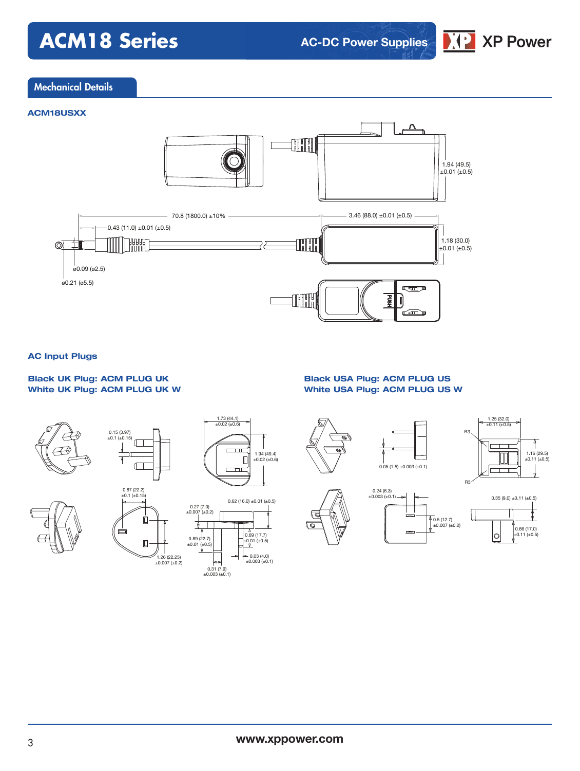## Mechanical Details

### ACM18USXX

1.94 (49.5) ±0.01 (±0.5)

70.8 (1800.0) ±10%

3.46 (88.0) ±0.01 (±0.5)

0.43 (11.0) ±0.01 (±0.5)

1.18 (30.0) ±0.01 (±0.5)

ø0.09 (ø2.5)

ø0.21 (ø5.5)

PUSH

### AC Input Plugs

**Black UK Plug: ACM PLUG UK**
**White UK Plug: ACM PLUG UK W**

0.15 (3.97) ±0.1 (±0.15)

1.73 (44.1) ±0.02 (±0.6)

1.94 (49.4) ±0.02 (±0.6)

0.87 (22.2) ±0.1 (±0.15)

0.62 (16.0) ±0.01 (±0.5)

0.27 (7.0) ±0.007 (±0.2)

0.89 (22.7) ±0.01 (±0.5)

0.69 (17.7) ±0.01 (±0.5)

1.26 (22.25) ±0.007 (±0.2)

0.03 (4.0) ±0.003 (±0.1)

0.31 (7.9) ±0.003 (±0.1)

**Black USA Plug: ACM PLUG US**
**White USA Plug: ACM PLUG US W**

1.25 (32.0) ±0.11 (±0.5)

R3

1.16 (29.5) ±0.11 (±0.5)

0.05 (1.5) ±0.003 (±0.1)

R3

0.24 (6.3) ±0.003 (±0.1)

0.35 (9.0) ±0.11 (±0.5)

0.5 (12.7) ±0.007 (±0.2)

0.66 (17.0) ±0.11 (±0.5)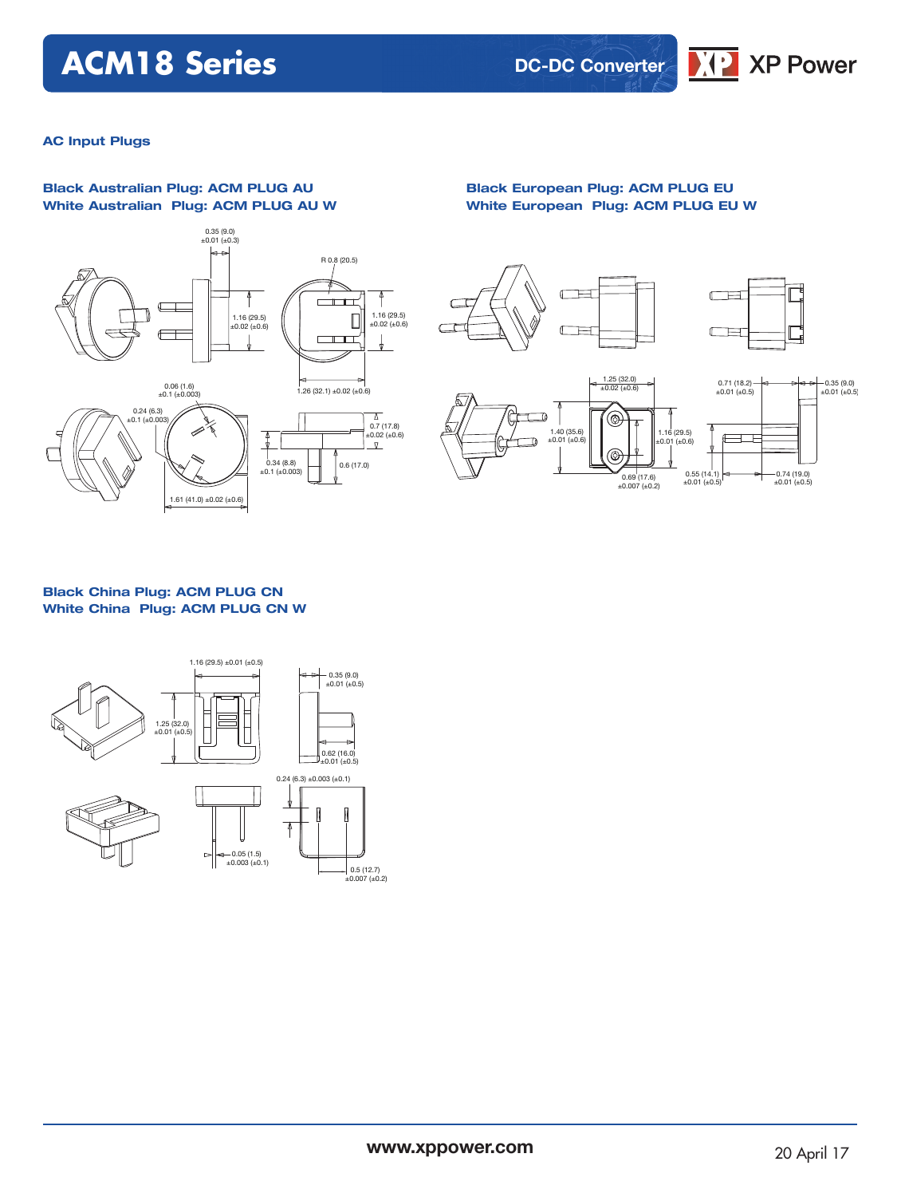## AC Input Plugs

### Black Australian Plug: ACM PLUG AU
### White Australian Plug: ACM PLUG AU W

0.35 (9.0)
±0.01 (±0.3)

R 0.8 (20.5)

1.16 (29.5)
±0.02 (±0.6)

1.16 (29.5)
±0.02 (±0.6)

1.26 (32.1) ±0.02 (±0.6)

0.06 (1.6)
±0.1 (±0.003)

0.24 (6.3)
±0.1 (±0.003)

0.7 (17.8)
±0.02 (±0.6)

0.34 (8.8)
±0.1 (±0.003)

0.6 (17.0)

1.61 (41.0) ±0.02 (±0.6)

### Black European Plug: ACM PLUG EU
### White European Plug: ACM PLUG EU W

1.25 (32.0)
±0.02 (±0.6)

0.71 (18.2)
±0.01 (±0.5)

0.35 (9.0)
±0.01 (±0.5)

1.40 (35.6)
±0.01 (±0.6)

1.16 (29.5)
±0.01 (±0.6)

0.69 (17.6)
±0.007 (±0.2)

0.55 (14.1)
±0.01 (±0.5)

0.74 (19.0)
±0.01 (±0.5)

### Black China Plug: ACM PLUG CN
### White China Plug: ACM PLUG CN W

1.16 (29.5) ±0.01 (±0.5)

0.35 (9.0)
±0.01 (±0.5)

1.25 (32.0)
±0.01 (±0.5)

0.62 (16.0)
±0.01 (±0.5)

0.24 (6.3) ±0.003 (±0.1)

0.05 (1.5)
±0.003 (±0.1)

0.5 (12.7)
±0.007 (±0.2)